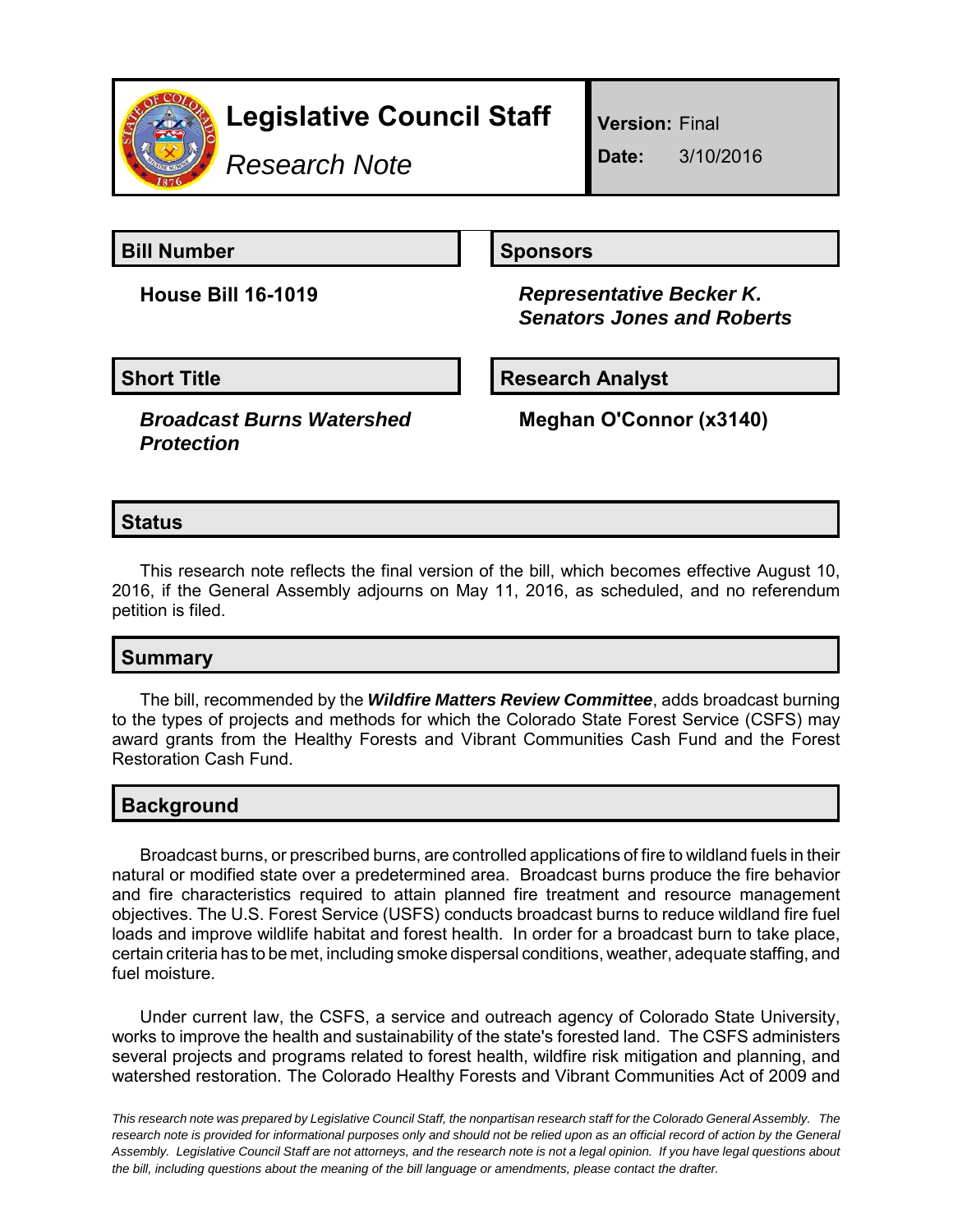# Legislative Council Staff

*Research Note*

**Version:** Final

**Date:** 3/10/2016

| **Bill Number** | **Sponsors** |
|---|---|
| **House Bill 16-1019** | ***Representative Becker K.*** ***Senators Jones and Roberts*** |

| **Short Title** | **Research Analyst** |
|---|---|
| ***Broadcast Burns Watershed Protection*** | **Meghan O'Connor (x3140)** |

## Status

This research note reflects the final version of the bill, which becomes effective August 10, 2016, if the General Assembly adjourns on May 11, 2016, as scheduled, and no referendum petition is filed.

## Summary

The bill, recommended by the ***Wildfire Matters Review Committee***, adds broadcast burning to the types of projects and methods for which the Colorado State Forest Service (CSFS) may award grants from the Healthy Forests and Vibrant Communities Cash Fund and the Forest Restoration Cash Fund.

## Background

Broadcast burns, or prescribed burns, are controlled applications of fire to wildland fuels in their natural or modified state over a predetermined area. Broadcast burns produce the fire behavior and fire characteristics required to attain planned fire treatment and resource management objectives. The U.S. Forest Service (USFS) conducts broadcast burns to reduce wildland fire fuel loads and improve wildlife habitat and forest health. In order for a broadcast burn to take place, certain criteria has to be met, including smoke dispersal conditions, weather, adequate staffing, and fuel moisture.

Under current law, the CSFS, a service and outreach agency of Colorado State University, works to improve the health and sustainability of the state's forested land. The CSFS administers several projects and programs related to forest health, wildfire risk mitigation and planning, and watershed restoration. The Colorado Healthy Forests and Vibrant Communities Act of 2009 and

*This research note was prepared by Legislative Council Staff, the nonpartisan research staff for the Colorado General Assembly. The research note is provided for informational purposes only and should not be relied upon as an official record of action by the General Assembly. Legislative Council Staff are not attorneys, and the research note is not a legal opinion. If you have legal questions about the bill, including questions about the meaning of the bill language or amendments, please contact the drafter.*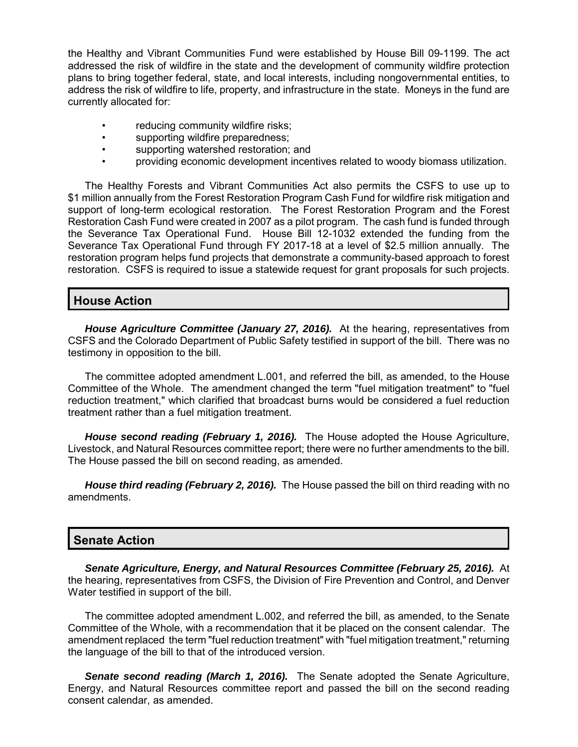the Healthy and Vibrant Communities Fund were established by House Bill 09-1199. The act addressed the risk of wildfire in the state and the development of community wildfire protection plans to bring together federal, state, and local interests, including nongovernmental entities, to address the risk of wildfire to life, property, and infrastructure in the state. Moneys in the fund are currently allocated for:

- reducing community wildfire risks;
- supporting wildfire preparedness;
- supporting watershed restoration; and
- providing economic development incentives related to woody biomass utilization.

The Healthy Forests and Vibrant Communities Act also permits the CSFS to use up to $1 million annually from the Forest Restoration Program Cash Fund for wildfire risk mitigation and support of long-term ecological restoration. The Forest Restoration Program and the Forest Restoration Cash Fund were created in 2007 as a pilot program. The cash fund is funded through the Severance Tax Operational Fund. House Bill 12-1032 extended the funding from the Severance Tax Operational Fund through FY 2017-18 at a level of $2.5 million annually. The restoration program helps fund projects that demonstrate a community-based approach to forest restoration. CSFS is required to issue a statewide request for grant proposals for such projects.

## House Action

***House Agriculture Committee (January 27, 2016).*** At the hearing, representatives from CSFS and the Colorado Department of Public Safety testified in support of the bill. There was no testimony in opposition to the bill.

The committee adopted amendment L.001, and referred the bill, as amended, to the House Committee of the Whole. The amendment changed the term "fuel mitigation treatment" to "fuel reduction treatment," which clarified that broadcast burns would be considered a fuel reduction treatment rather than a fuel mitigation treatment.

***House second reading (February 1, 2016).*** The House adopted the House Agriculture, Livestock, and Natural Resources committee report; there were no further amendments to the bill. The House passed the bill on second reading, as amended.

***House third reading (February 2, 2016).*** The House passed the bill on third reading with no amendments.

## Senate Action

***Senate Agriculture, Energy, and Natural Resources Committee (February 25, 2016).*** At the hearing, representatives from CSFS, the Division of Fire Prevention and Control, and Denver Water testified in support of the bill.

The committee adopted amendment L.002, and referred the bill, as amended, to the Senate Committee of the Whole, with a recommendation that it be placed on the consent calendar. The amendment replaced the term "fuel reduction treatment" with "fuel mitigation treatment," returning the language of the bill to that of the introduced version.

***Senate second reading (March 1, 2016).*** The Senate adopted the Senate Agriculture, Energy, and Natural Resources committee report and passed the bill on the second reading consent calendar, as amended.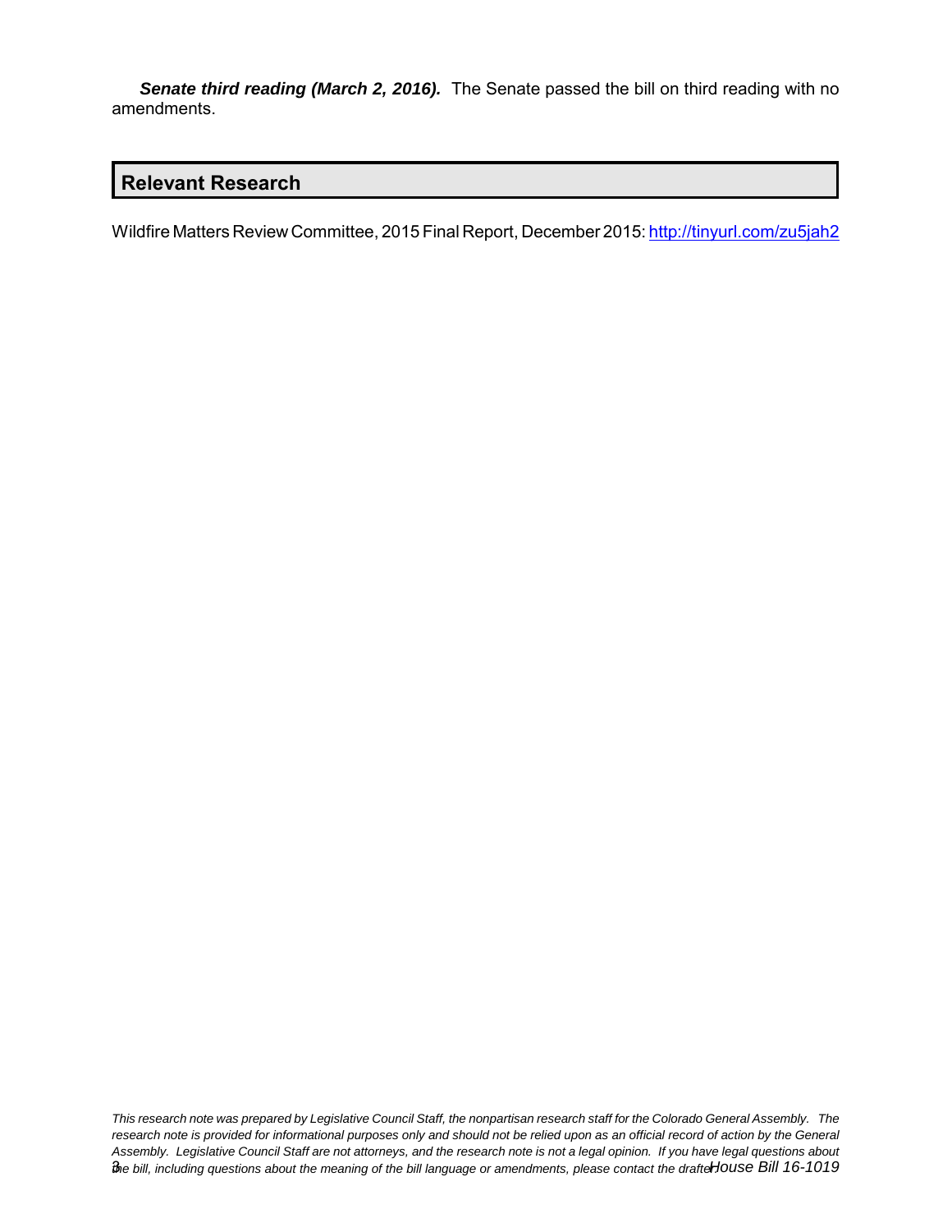***Senate third reading (March 2, 2016).*** The Senate passed the bill on third reading with no amendments.

## Relevant Research

Wildfire Matters Review Committee, 2015 Final Report, December 2015: [http://tinyurl.com/zu5jah2](http://tinyurl.com/zu5jah2)

*This research note was prepared by Legislative Council Staff, the nonpartisan research staff for the Colorado General Assembly. The research note is provided for informational purposes only and should not be relied upon as an official record of action by the General Assembly. Legislative Council Staff are not attorneys, and the research note is not a legal opinion. If you have legal questions about the bill, including questions about the meaning of the bill language or amendments, please contact the drafter.*